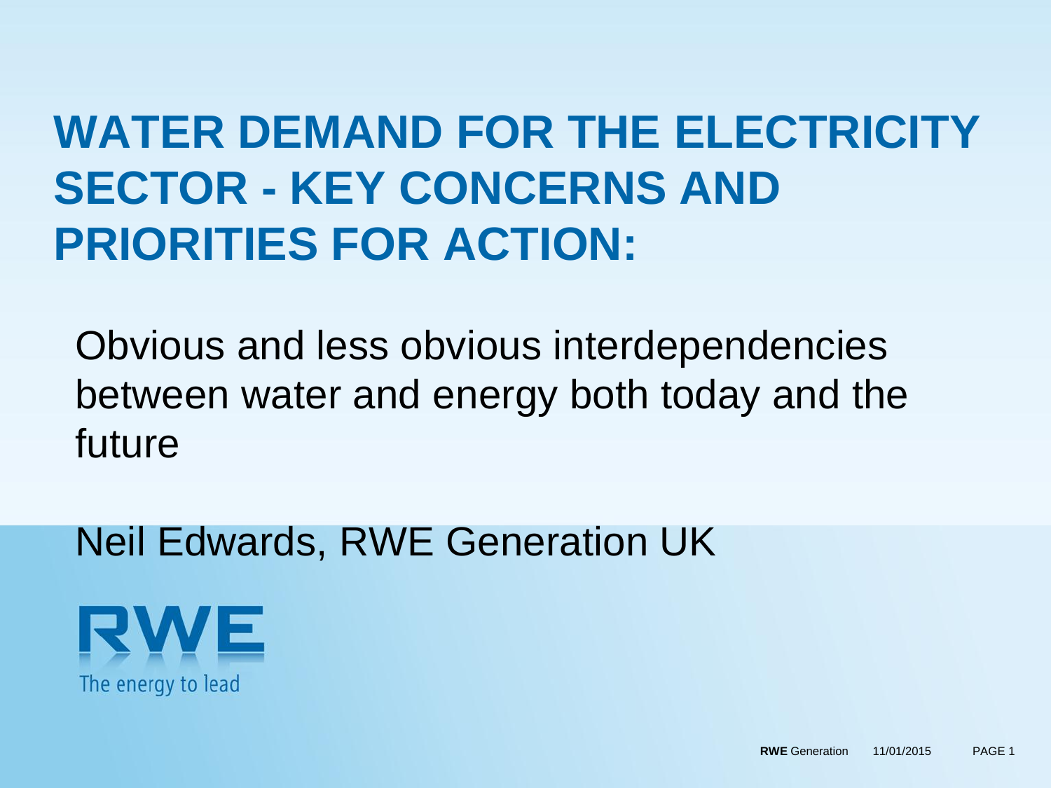# WATER DEMAND FOR THE ELECTRICITY SECTOR - KEY CONCERNS AND PRIORITIES FOR ACTION:

Obvious and less obvious interdependencies between water and energy both today and the future

Neil Edwards, RWE Generation UK

RWE

The energy to lead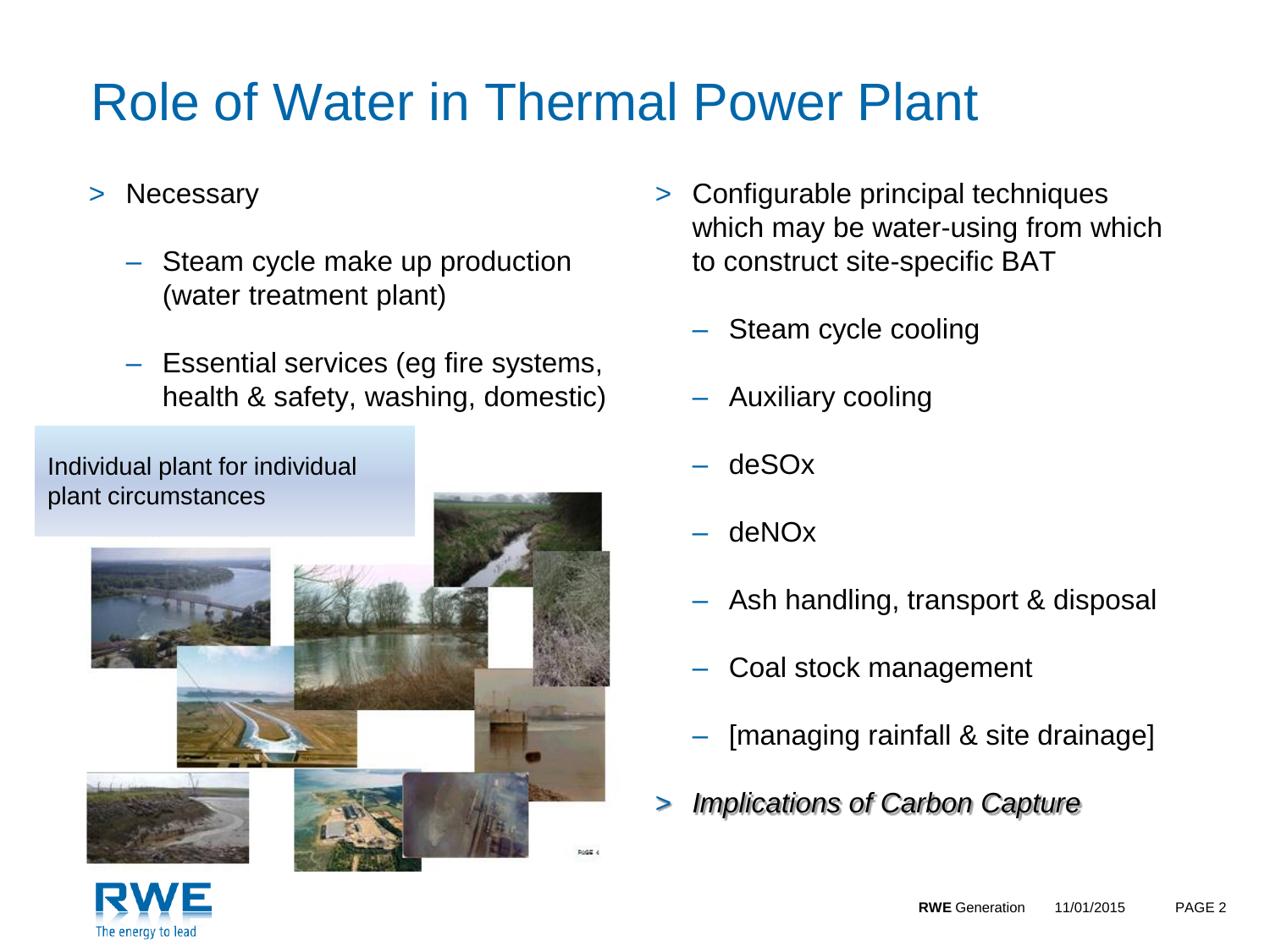# Role of Water in Thermal Power Plant

- Necessary
  - Steam cycle make up production (water treatment plant)
  - Essential services (eg fire systems, health & safety, washing, domestic)

Individual plant for individual plant circumstances

- Configurable principal techniques which may be water-using from which to construct site-specific BAT
  - Steam cycle cooling
  - Auxiliary cooling
  - deSOx
  - deNOx
  - Ash handling, transport & disposal
  - Coal stock management
  - [managing rainfall & site drainage]
- *Implications of Carbon Capture*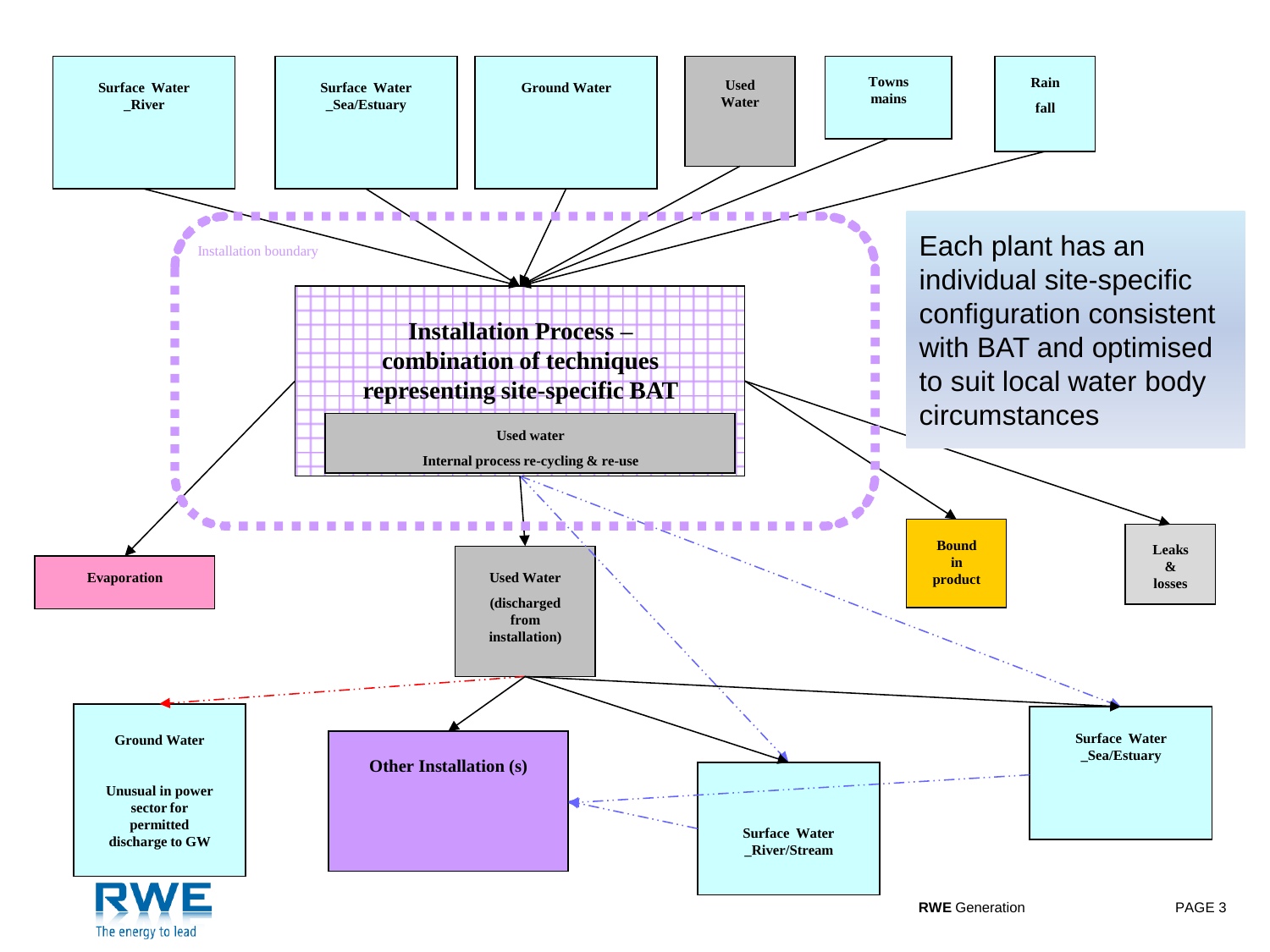Surface Water _River

Surface Water _Sea/Estuary

Ground Water

Used Water

Towns mains

Rain fall

Installation boundary

**Installation Process – combination of techniques representing site-specific BAT**

Used water

Internal process re-cycling & re-use

Each plant has an individual site-specific configuration consistent with BAT and optimised to suit local water body circumstances

Evaporation

Used Water (discharged from installation)

Bound in product

Leaks & losses

Ground Water

Unusual in power sector for permitted discharge to GW

Other Installation (s)

Surface Water _River/Stream

Surface Water _Sea/Estuary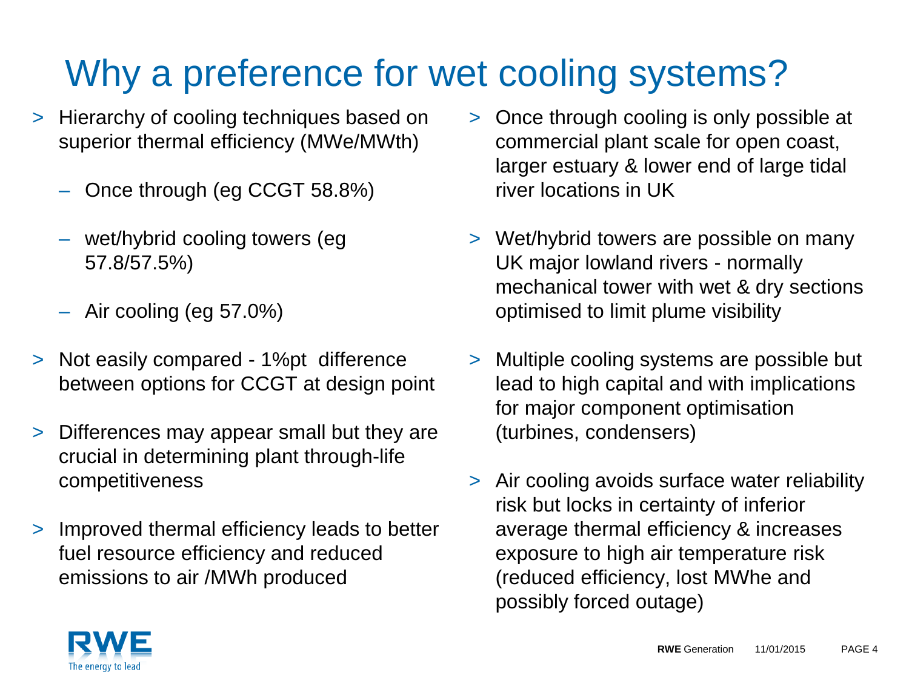# Why a preference for wet cooling systems?

- Hierarchy of cooling techniques based on superior thermal efficiency (MWe/MWth)
  - Once through (eg CCGT 58.8%)
  - wet/hybrid cooling towers (eg 57.8/57.5%)
  - Air cooling (eg 57.0%)
- Not easily compared - 1%pt difference between options for CCGT at design point
- Differences may appear small but they are crucial in determining plant through-life competitiveness
- Improved thermal efficiency leads to better fuel resource efficiency and reduced emissions to air /MWh produced
- Once through cooling is only possible at commercial plant scale for open coast, larger estuary & lower end of large tidal river locations in UK
- Wet/hybrid towers are possible on many UK major lowland rivers - normally mechanical tower with wet & dry sections optimised to limit plume visibility
- Multiple cooling systems are possible but lead to high capital and with implications for major component optimisation (turbines, condensers)
- Air cooling avoids surface water reliability risk but locks in certainty of inferior average thermal efficiency & increases exposure to high air temperature risk (reduced efficiency, lost MWhe and possibly forced outage)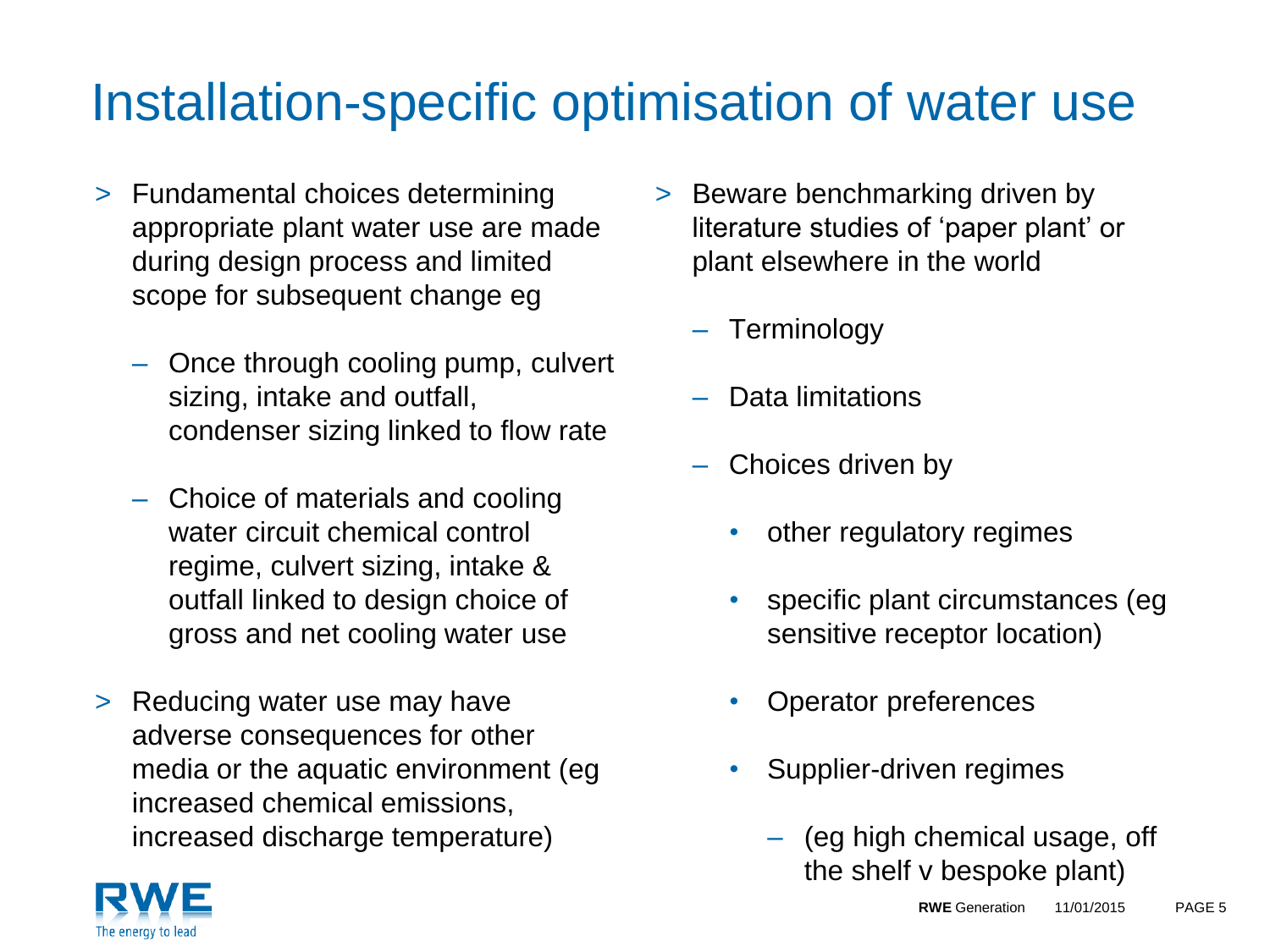# Installation-specific optimisation of water use

- Fundamental choices determining appropriate plant water use are made during design process and limited scope for subsequent change eg
  - Once through cooling pump, culvert sizing, intake and outfall, condenser sizing linked to flow rate
  - Choice of materials and cooling water circuit chemical control regime, culvert sizing, intake & outfall linked to design choice of gross and net cooling water use
- Reducing water use may have adverse consequences for other media or the aquatic environment (eg increased chemical emissions, increased discharge temperature)
- Beware benchmarking driven by literature studies of 'paper plant' or plant elsewhere in the world
  - Terminology
  - Data limitations
  - Choices driven by
    - other regulatory regimes
    - specific plant circumstances (eg sensitive receptor location)
    - Operator preferences
    - Supplier-driven regimes
      - (eg high chemical usage, off the shelf v bespoke plant)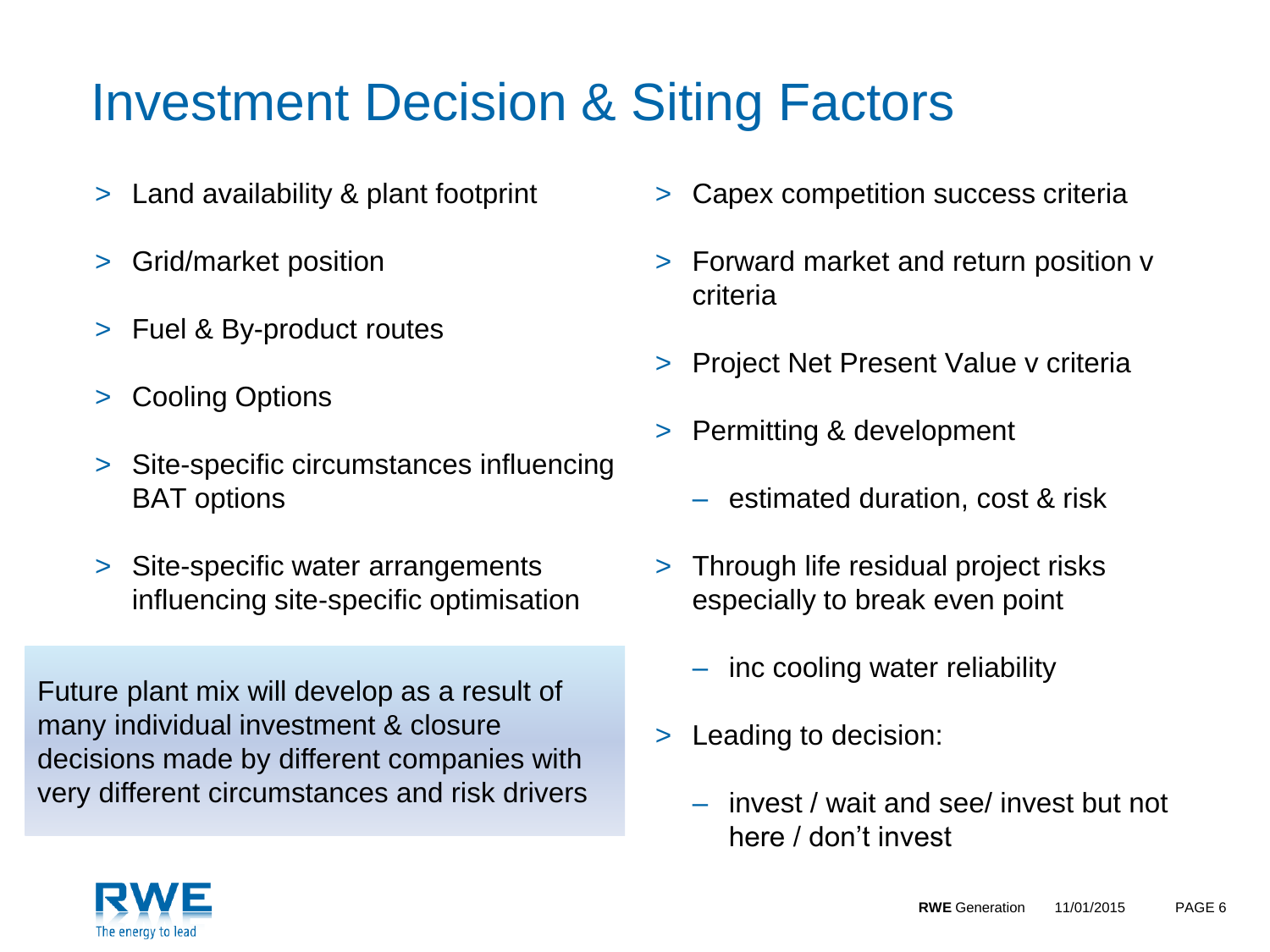# Investment Decision & Siting Factors

- Land availability & plant footprint
- Grid/market position
- Fuel & By-product routes
- Cooling Options
- Site-specific circumstances influencing BAT options
- Site-specific water arrangements influencing site-specific optimisation

Future plant mix will develop as a result of many individual investment & closure decisions made by different companies with very different circumstances and risk drivers

- Capex competition success criteria
- Forward market and return position v criteria
- Project Net Present Value v criteria
- Permitting & development
  - estimated duration, cost & risk
- Through life residual project risks especially to break even point
  - inc cooling water reliability
- Leading to decision:
  - invest / wait and see/ invest but not here / don't invest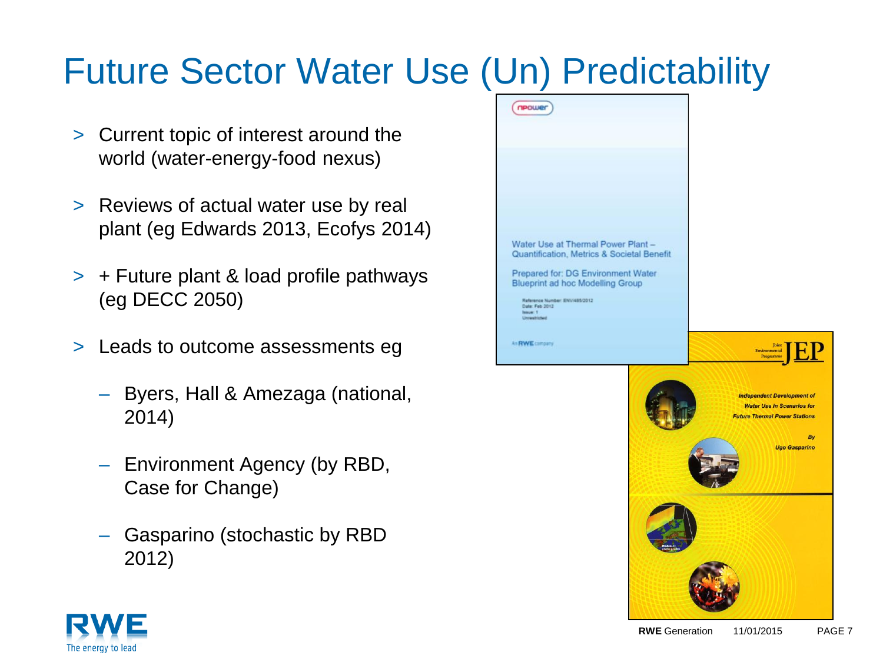# Future Sector Water Use (Un) Predictability

- Current topic of interest around the world (water-energy-food nexus)
- Reviews of actual water use by real plant (eg Edwards 2013, Ecofys 2014)
- + Future plant & load profile pathways (eg DECC 2050)
- Leads to outcome assessments eg
  - Byers, Hall & Amezaga (national, 2014)
  - Environment Agency (by RBD, Case for Change)
  - Gasparino (stochastic by RBD 2012)

npower

Water Use at Thermal Power Plant – Quantification, Metrics & Societal Benefit

Prepared for: DG Environment Water Blueprint ad hoc Modelling Group

Reference Number: ENV/485/2012
Date: Feb 2012
Issue: 1
Unrestricted

An RWE company

Joint Environmental Programme JEP

*Independent Development of Water Use in Scenarios for Future Thermal Power Stations*

*By Ugo Gasparino*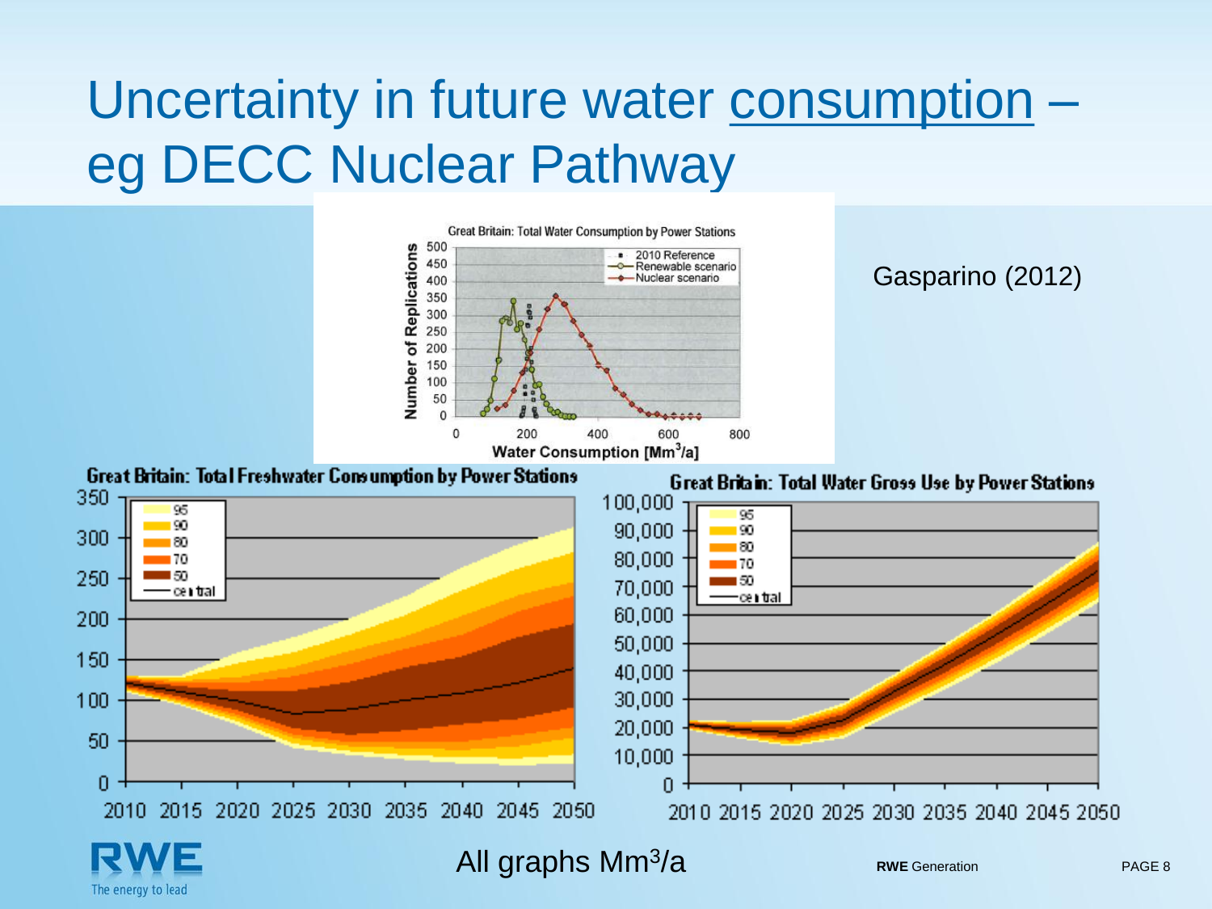# Uncertainty in future water consumption – eg DECC Nuclear Pathway

Gasparino (2012)

All graphs $Mm^3/a$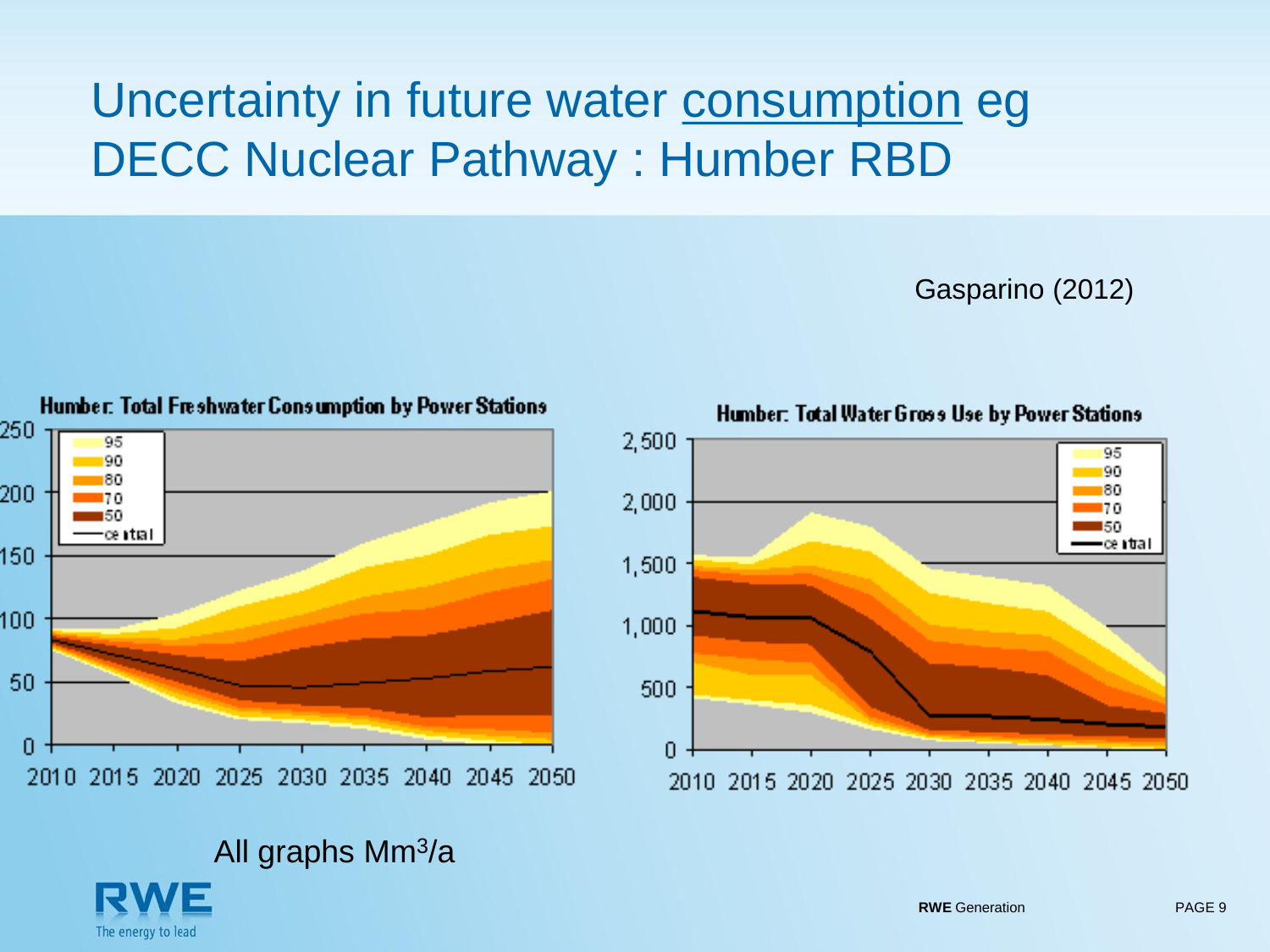# Uncertainty in future water consumption eg DECC Nuclear Pathway : Humber RBD

Gasparino (2012)

**Humber: Total Freshwater Consumption by Power Stations**

**Humber: Total Water Gross Use by Power Stations**

All graphs $Mm^3/a$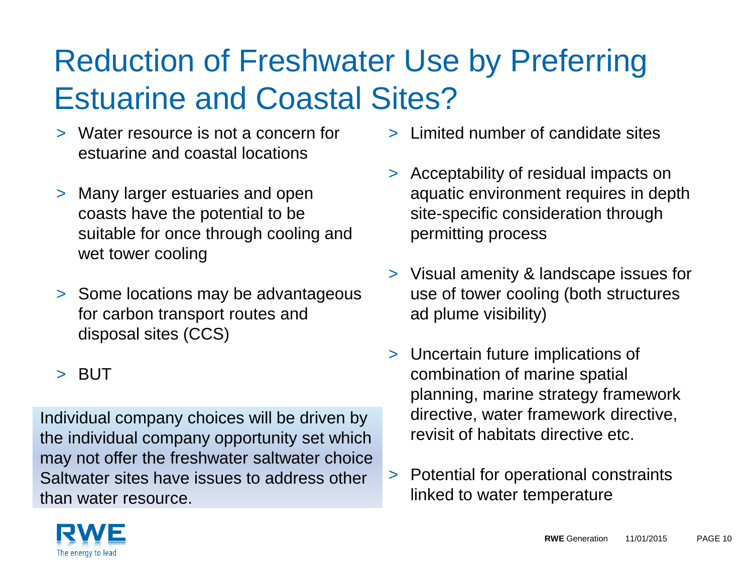# Reduction of Freshwater Use by Preferring Estuarine and Coastal Sites?

- Water resource is not a concern for estuarine and coastal locations
- Many larger estuaries and open coasts have the potential to be suitable for once through cooling and wet tower cooling
- Some locations may be advantageous for carbon transport routes and disposal sites (CCS)
- BUT

Individual company choices will be driven by the individual company opportunity set which may not offer the freshwater saltwater choice Saltwater sites have issues to address other than water resource.

- Limited number of candidate sites
- Acceptability of residual impacts on aquatic environment requires in depth site-specific consideration through permitting process
- Visual amenity & landscape issues for use of tower cooling (both structures ad plume visibility)
- Uncertain future implications of combination of marine spatial planning, marine strategy framework directive, water framework directive, revisit of habitats directive etc.
- Potential for operational constraints linked to water temperature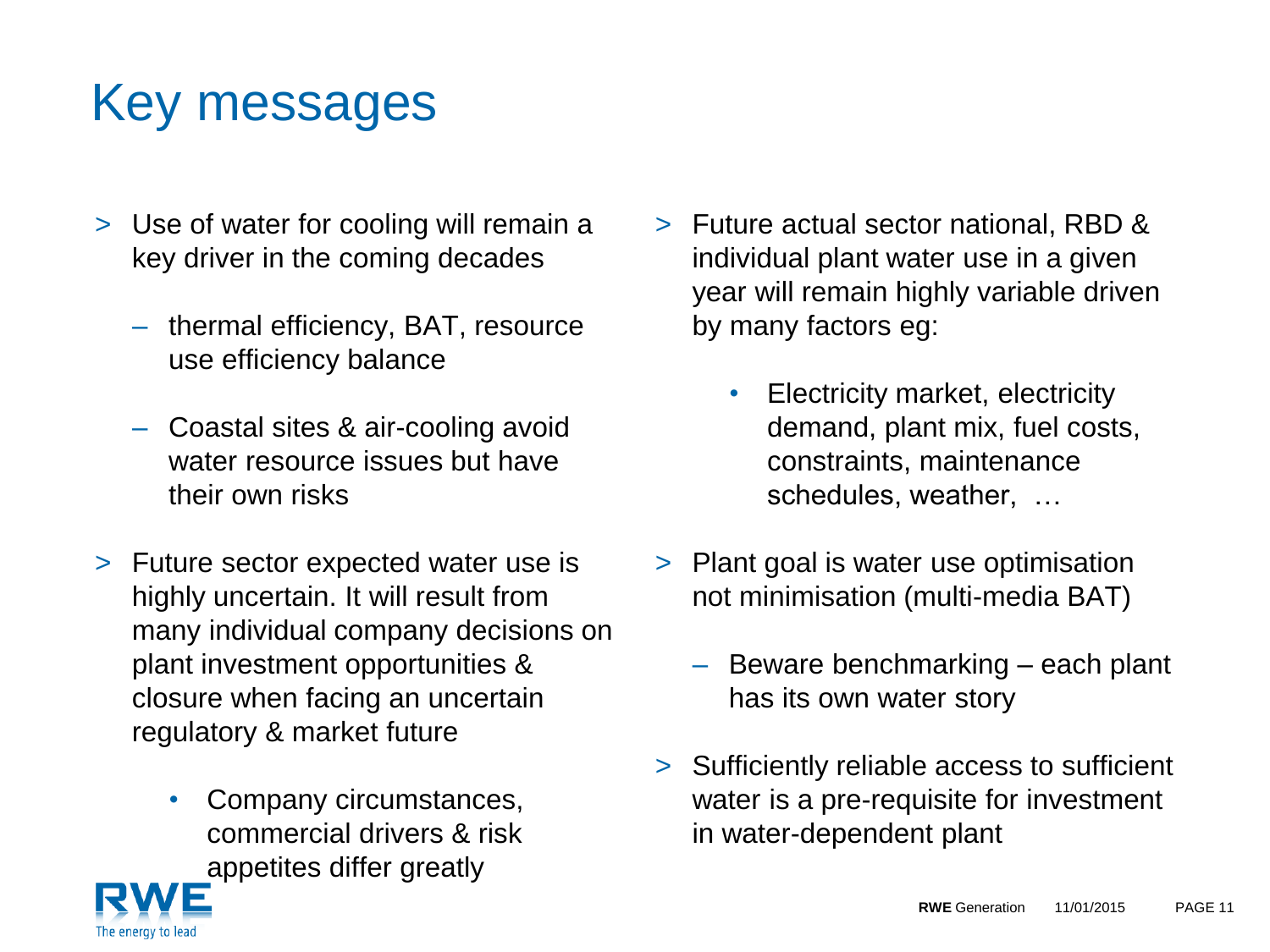# Key messages

- Use of water for cooling will remain a key driver in the coming decades
  - thermal efficiency, BAT, resource use efficiency balance
  - Coastal sites & air-cooling avoid water resource issues but have their own risks
- Future sector expected water use is highly uncertain. It will result from many individual company decisions on plant investment opportunities & closure when facing an uncertain regulatory & market future
  - Company circumstances, commercial drivers & risk appetites differ greatly
- Future actual sector national, RBD & individual plant water use in a given year will remain highly variable driven by many factors eg:
  - Electricity market, electricity demand, plant mix, fuel costs, constraints, maintenance schedules, weather, …
- Plant goal is water use optimisation not minimisation (multi-media BAT)
  - Beware benchmarking – each plant has its own water story
- Sufficiently reliable access to sufficient water is a pre-requisite for investment in water-dependent plant